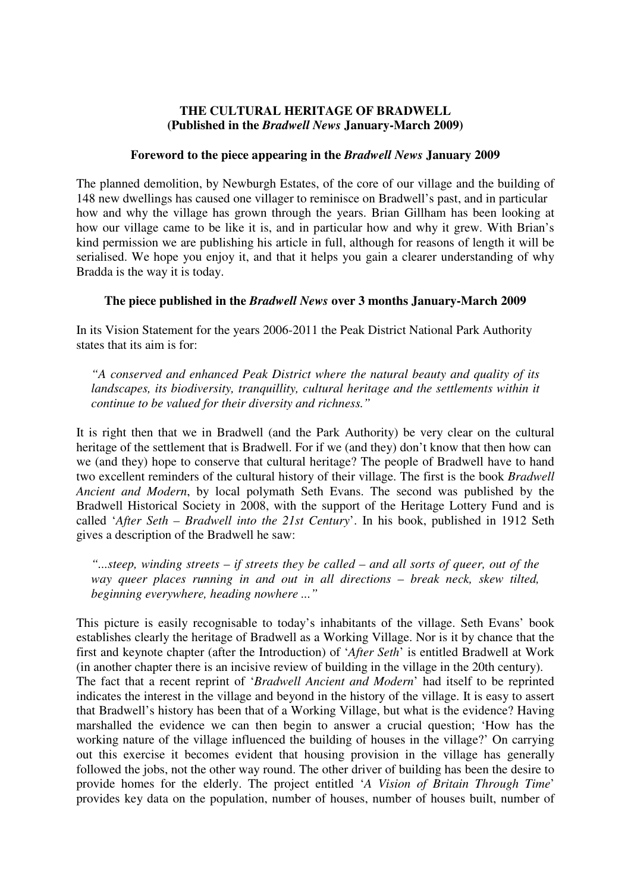**THE CULTURAL HERITAGE OF BRADWELL**
**(Published in the *Bradwell News* January-March 2009)**

**Foreword to the piece appearing in the *Bradwell News* January 2009**

The planned demolition, by Newburgh Estates, of the core of our village and the building of 148 new dwellings has caused one villager to reminisce on Bradwell's past, and in particular how and why the village has grown through the years. Brian Gillham has been looking at how our village came to be like it is, and in particular how and why it grew. With Brian's kind permission we are publishing his article in full, although for reasons of length it will be serialised. We hope you enjoy it, and that it helps you gain a clearer understanding of why Bradda is the way it is today.

**The piece published in the *Bradwell News* over 3 months January-March 2009**

In its Vision Statement for the years 2006-2011 the Peak District National Park Authority states that its aim is for:

> *"A conserved and enhanced Peak District where the natural beauty and quality of its landscapes, its biodiversity, tranquillity, cultural heritage and the settlements within it continue to be valued for their diversity and richness."*

It is right then that we in Bradwell (and the Park Authority) be very clear on the cultural heritage of the settlement that is Bradwell. For if we (and they) don't know that then how can we (and they) hope to conserve that cultural heritage? The people of Bradwell have to hand two excellent reminders of the cultural history of their village. The first is the book *Bradwell Ancient and Modern*, by local polymath Seth Evans. The second was published by the Bradwell Historical Society in 2008, with the support of the Heritage Lottery Fund and is called '*After Seth – Bradwell into the 21st Century*'. In his book, published in 1912 Seth gives a description of the Bradwell he saw:

> *"...steep, winding streets – if streets they be called – and all sorts of queer, out of the way queer places running in and out in all directions – break neck, skew tilted, beginning everywhere, heading nowhere ..."*

This picture is easily recognisable to today's inhabitants of the village. Seth Evans' book establishes clearly the heritage of Bradwell as a Working Village. Nor is it by chance that the first and keynote chapter (after the Introduction) of '*After Seth*' is entitled Bradwell at Work (in another chapter there is an incisive review of building in the village in the 20th century).
The fact that a recent reprint of '*Bradwell Ancient and Modern*' had itself to be reprinted indicates the interest in the village and beyond in the history of the village. It is easy to assert that Bradwell's history has been that of a Working Village, but what is the evidence? Having marshalled the evidence we can then begin to answer a crucial question; 'How has the working nature of the village influenced the building of houses in the village?' On carrying out this exercise it becomes evident that housing provision in the village has generally followed the jobs, not the other way round. The other driver of building has been the desire to provide homes for the elderly. The project entitled '*A Vision of Britain Through Time*' provides key data on the population, number of houses, number of houses built, number of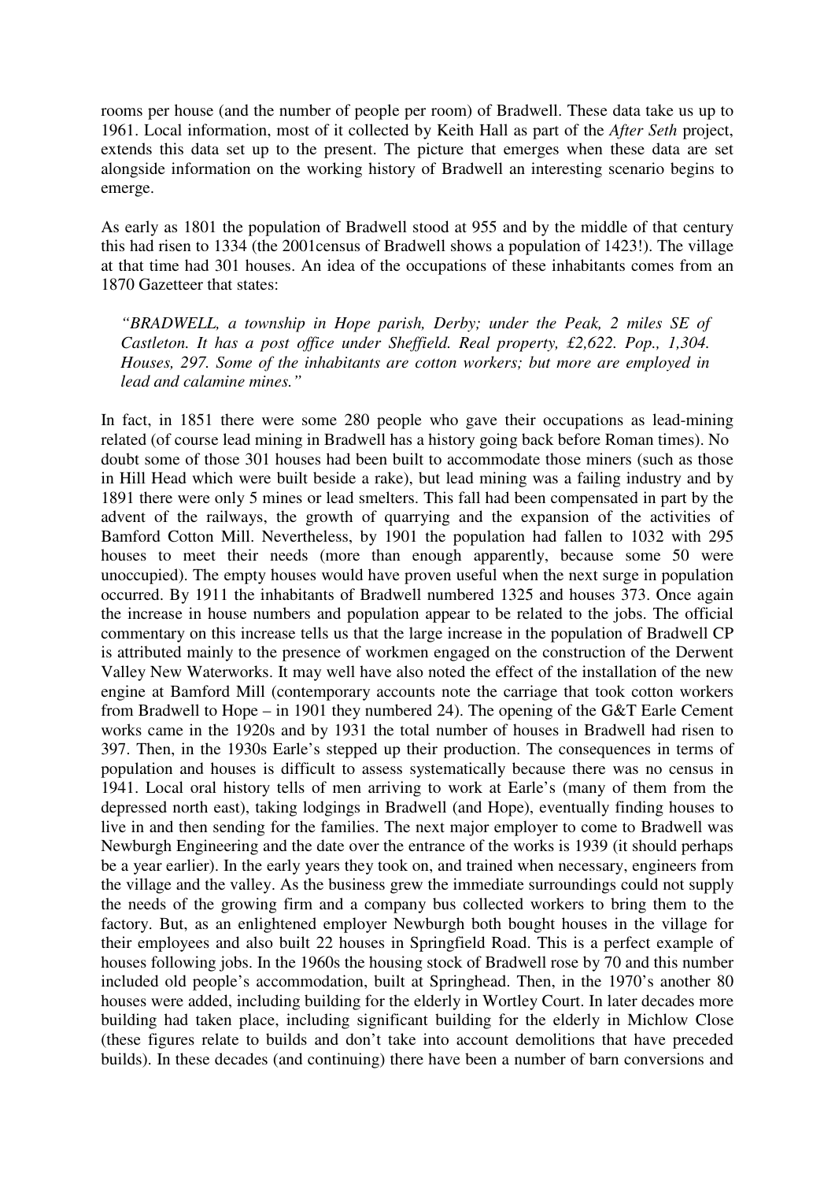rooms per house (and the number of people per room) of Bradwell. These data take us up to 1961. Local information, most of it collected by Keith Hall as part of the *After Seth* project, extends this data set up to the present. The picture that emerges when these data are set alongside information on the working history of Bradwell an interesting scenario begins to emerge.

As early as 1801 the population of Bradwell stood at 955 and by the middle of that century this had risen to 1334 (the 2001census of Bradwell shows a population of 1423!). The village at that time had 301 houses. An idea of the occupations of these inhabitants comes from an 1870 Gazetteer that states:

> *"BRADWELL, a township in Hope parish, Derby; under the Peak, 2 miles SE of Castleton. It has a post office under Sheffield. Real property, £2,622. Pop., 1,304. Houses, 297. Some of the inhabitants are cotton workers; but more are employed in lead and calamine mines."*

In fact, in 1851 there were some 280 people who gave their occupations as lead-mining related (of course lead mining in Bradwell has a history going back before Roman times). No doubt some of those 301 houses had been built to accommodate those miners (such as those in Hill Head which were built beside a rake), but lead mining was a failing industry and by 1891 there were only 5 mines or lead smelters. This fall had been compensated in part by the advent of the railways, the growth of quarrying and the expansion of the activities of Bamford Cotton Mill. Nevertheless, by 1901 the population had fallen to 1032 with 295 houses to meet their needs (more than enough apparently, because some 50 were unoccupied). The empty houses would have proven useful when the next surge in population occurred. By 1911 the inhabitants of Bradwell numbered 1325 and houses 373. Once again the increase in house numbers and population appear to be related to the jobs. The official commentary on this increase tells us that the large increase in the population of Bradwell CP is attributed mainly to the presence of workmen engaged on the construction of the Derwent Valley New Waterworks. It may well have also noted the effect of the installation of the new engine at Bamford Mill (contemporary accounts note the carriage that took cotton workers from Bradwell to Hope – in 1901 they numbered 24). The opening of the G&T Earle Cement works came in the 1920s and by 1931 the total number of houses in Bradwell had risen to 397. Then, in the 1930s Earle's stepped up their production. The consequences in terms of population and houses is difficult to assess systematically because there was no census in 1941. Local oral history tells of men arriving to work at Earle's (many of them from the depressed north east), taking lodgings in Bradwell (and Hope), eventually finding houses to live in and then sending for the families. The next major employer to come to Bradwell was Newburgh Engineering and the date over the entrance of the works is 1939 (it should perhaps be a year earlier). In the early years they took on, and trained when necessary, engineers from the village and the valley. As the business grew the immediate surroundings could not supply the needs of the growing firm and a company bus collected workers to bring them to the factory. But, as an enlightened employer Newburgh both bought houses in the village for their employees and also built 22 houses in Springfield Road. This is a perfect example of houses following jobs. In the 1960s the housing stock of Bradwell rose by 70 and this number included old people's accommodation, built at Springhead. Then, in the 1970's another 80 houses were added, including building for the elderly in Wortley Court. In later decades more building had taken place, including significant building for the elderly in Michlow Close (these figures relate to builds and don't take into account demolitions that have preceded builds). In these decades (and continuing) there have been a number of barn conversions and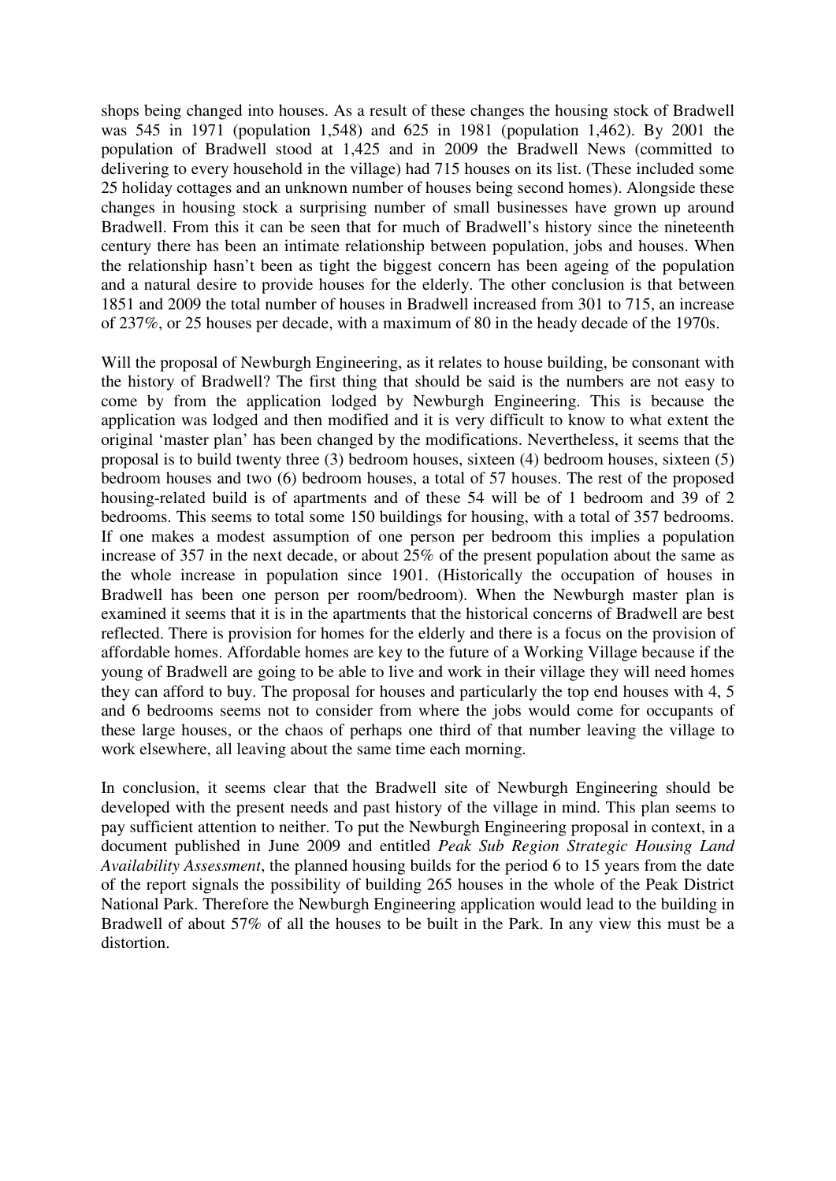shops being changed into houses. As a result of these changes the housing stock of Bradwell was 545 in 1971 (population 1,548) and 625 in 1981 (population 1,462). By 2001 the population of Bradwell stood at 1,425 and in 2009 the Bradwell News (committed to delivering to every household in the village) had 715 houses on its list. (These included some 25 holiday cottages and an unknown number of houses being second homes). Alongside these changes in housing stock a surprising number of small businesses have grown up around Bradwell. From this it can be seen that for much of Bradwell's history since the nineteenth century there has been an intimate relationship between population, jobs and houses. When the relationship hasn't been as tight the biggest concern has been ageing of the population and a natural desire to provide houses for the elderly. The other conclusion is that between 1851 and 2009 the total number of houses in Bradwell increased from 301 to 715, an increase of 237%, or 25 houses per decade, with a maximum of 80 in the heady decade of the 1970s.

Will the proposal of Newburgh Engineering, as it relates to house building, be consonant with the history of Bradwell? The first thing that should be said is the numbers are not easy to come by from the application lodged by Newburgh Engineering. This is because the application was lodged and then modified and it is very difficult to know to what extent the original 'master plan' has been changed by the modifications. Nevertheless, it seems that the proposal is to build twenty three (3) bedroom houses, sixteen (4) bedroom houses, sixteen (5) bedroom houses and two (6) bedroom houses, a total of 57 houses. The rest of the proposed housing-related build is of apartments and of these 54 will be of 1 bedroom and 39 of 2 bedrooms. This seems to total some 150 buildings for housing, with a total of 357 bedrooms. If one makes a modest assumption of one person per bedroom this implies a population increase of 357 in the next decade, or about 25% of the present population about the same as the whole increase in population since 1901. (Historically the occupation of houses in Bradwell has been one person per room/bedroom). When the Newburgh master plan is examined it seems that it is in the apartments that the historical concerns of Bradwell are best reflected. There is provision for homes for the elderly and there is a focus on the provision of affordable homes. Affordable homes are key to the future of a Working Village because if the young of Bradwell are going to be able to live and work in their village they will need homes they can afford to buy. The proposal for houses and particularly the top end houses with 4, 5 and 6 bedrooms seems not to consider from where the jobs would come for occupants of these large houses, or the chaos of perhaps one third of that number leaving the village to work elsewhere, all leaving about the same time each morning.

In conclusion, it seems clear that the Bradwell site of Newburgh Engineering should be developed with the present needs and past history of the village in mind. This plan seems to pay sufficient attention to neither. To put the Newburgh Engineering proposal in context, in a document published in June 2009 and entitled *Peak Sub Region Strategic Housing Land Availability Assessment*, the planned housing builds for the period 6 to 15 years from the date of the report signals the possibility of building 265 houses in the whole of the Peak District National Park. Therefore the Newburgh Engineering application would lead to the building in Bradwell of about 57% of all the houses to be built in the Park. In any view this must be a distortion.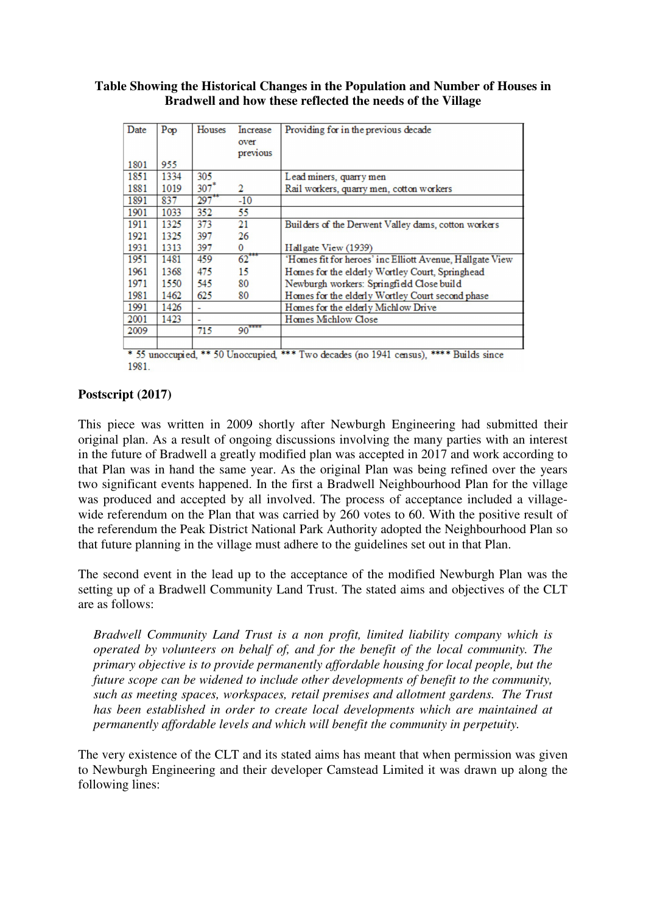**Table Showing the Historical Changes in the Population and Number of Houses in Bradwell and how these reflected the needs of the Village**

| Date | Pop | Houses | Increase over previous | Providing for in the previous decade |
|---|---|---|---|---|
| 1801 | 955 | | | |
| 1851 | 1334 | 305 | | Lead miners, quarry men |
| 1881 | 1019 | 307* | 2 | Rail workers, quarry men, cotton workers |
| 1891 | 837 | 297** | -10 | |
| 1901 | 1033 | 352 | 55 | |
| 1911 | 1325 | 373 | 21 | Builders of the Derwent Valley dams, cotton workers |
| 1921 | 1325 | 397 | 26 | |
| 1931 | 1313 | 397 | 0 | Hallgate View (1939) |
| 1951 | 1481 | 459 | 62*** | 'Homes fit for heroes' inc Elliott Avenue, Hallgate View |
| 1961 | 1368 | 475 | 15 | Homes for the elderly Wortley Court, Springhead |
| 1971 | 1550 | 545 | 80 | Newburgh workers: Springfield Close build |
| 1981 | 1462 | 625 | 80 | Homes for the elderly Wortley Court second phase |
| 1991 | 1426 | - | | Homes for the elderly Michlow Drive |
| 2001 | 1423 | - | | Homes Michlow Close |
| 2009 | | 715 | 90**** | |
| | | | | |

* 55 unoccupied, ** 50 Unoccupied, *** Two decades (no 1941 census), **** Builds since 1981.

**Postscript (2017)**

This piece was written in 2009 shortly after Newburgh Engineering had submitted their original plan. As a result of ongoing discussions involving the many parties with an interest in the future of Bradwell a greatly modified plan was accepted in 2017 and work according to that Plan was in hand the same year. As the original Plan was being refined over the years two significant events happened. In the first a Bradwell Neighbourhood Plan for the village was produced and accepted by all involved. The process of acceptance included a village-wide referendum on the Plan that was carried by 260 votes to 60. With the positive result of the referendum the Peak District National Park Authority adopted the Neighbourhood Plan so that future planning in the village must adhere to the guidelines set out in that Plan.

The second event in the lead up to the acceptance of the modified Newburgh Plan was the setting up of a Bradwell Community Land Trust. The stated aims and objectives of the CLT are as follows:

> *Bradwell Community Land Trust is a non profit, limited liability company which is operated by volunteers on behalf of, and for the benefit of the local community. The primary objective is to provide permanently affordable housing for local people, but the future scope can be widened to include other developments of benefit to the community, such as meeting spaces, workspaces, retail premises and allotment gardens. The Trust has been established in order to create local developments which are maintained at permanently affordable levels and which will benefit the community in perpetuity.*

The very existence of the CLT and its stated aims has meant that when permission was given to Newburgh Engineering and their developer Camstead Limited it was drawn up along the following lines: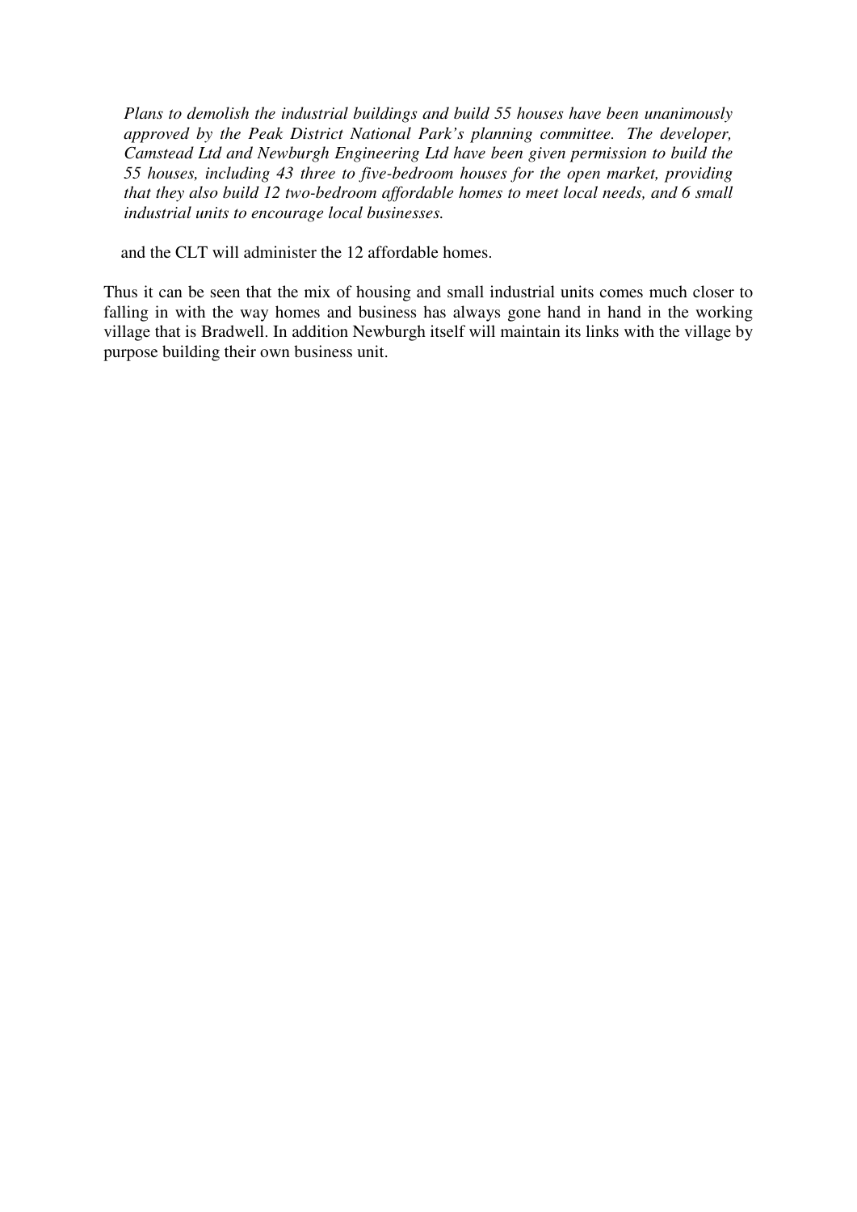*Plans to demolish the industrial buildings and build 55 houses have been unanimously approved by the Peak District National Park's planning committee. The developer, Camstead Ltd and Newburgh Engineering Ltd have been given permission to build the 55 houses, including 43 three to five-bedroom houses for the open market, providing that they also build 12 two-bedroom affordable homes to meet local needs, and 6 small industrial units to encourage local businesses.*

and the CLT will administer the 12 affordable homes.

Thus it can be seen that the mix of housing and small industrial units comes much closer to falling in with the way homes and business has always gone hand in hand in the working village that is Bradwell. In addition Newburgh itself will maintain its links with the village by purpose building their own business unit.